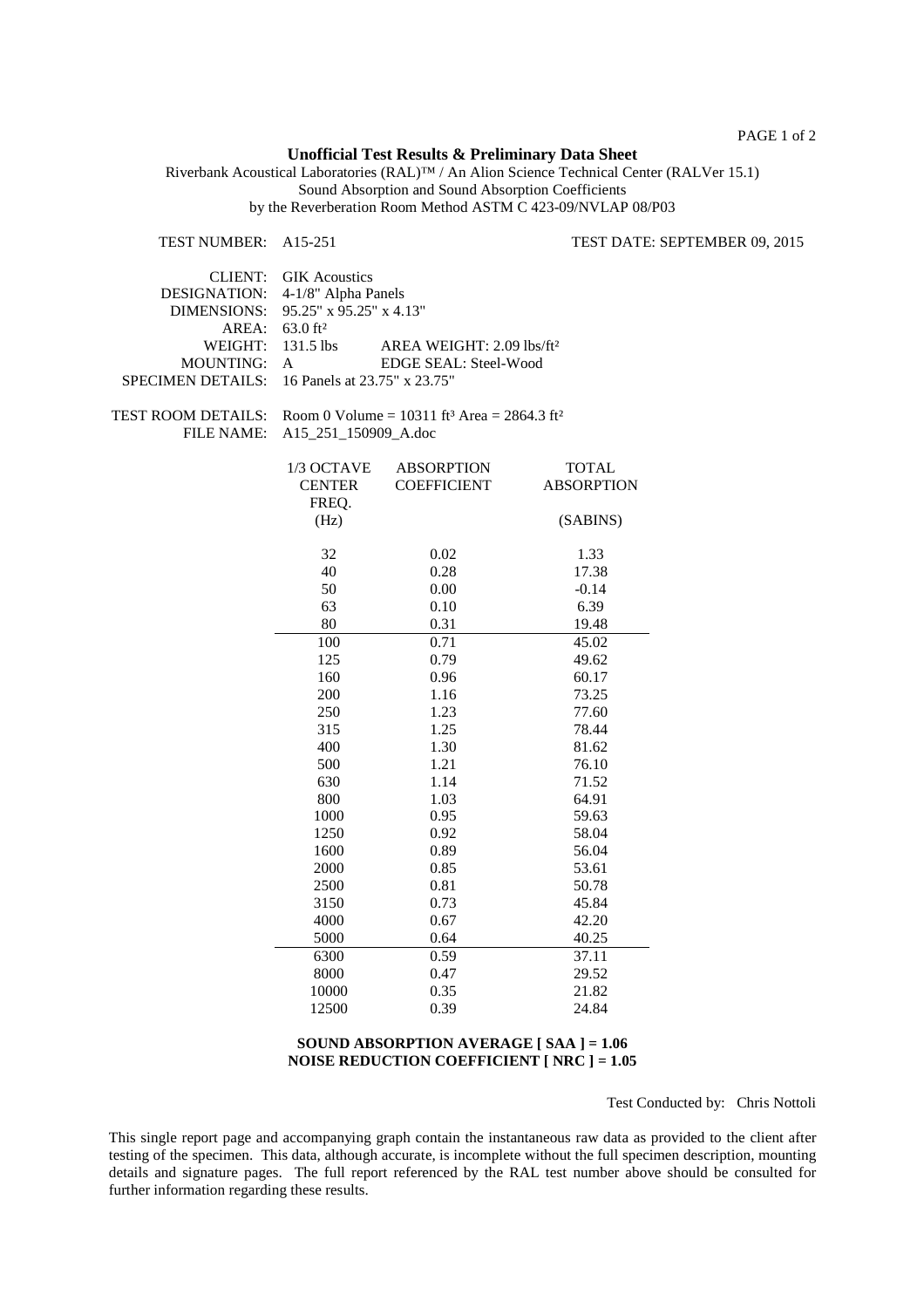**Unofficial Test Results & Preliminary Data Sheet**

Riverbank Acoustical Laboratories (RAL)™ / An Alion Science Technical Center (RALVer 15.1)
Sound Absorption and Sound Absorption Coefficients
by the Reverberation Room Method ASTM C 423-09/NVLAP 08/P03

TEST NUMBER: A15-251 TEST DATE: SEPTEMBER 09, 2015

CLIENT: GIK Acoustics
DESIGNATION: 4-1/8" Alpha Panels
DIMENSIONS: 95.25" x 95.25" x 4.13"
AREA: 63.0 ft²
WEIGHT: 131.5 lbs AREA WEIGHT: 2.09 lbs/ft²
MOUNTING: A EDGE SEAL: Steel-Wood
SPECIMEN DETAILS: 16 Panels at 23.75" x 23.75"

TEST ROOM DETAILS: Room 0 Volume = 10311 ft³ Area = 2864.3 ft²
FILE NAME: A15_251_150909_A.doc

| 1/3 OCTAVE CENTER FREQ. (Hz) | ABSORPTION COEFFICIENT | TOTAL ABSORPTION (SABINS) |
|---|---|---|
| 32 | 0.02 | 1.33 |
| 40 | 0.28 | 17.38 |
| 50 | 0.00 | -0.14 |
| 63 | 0.10 | 6.39 |
| 80 | 0.31 | 19.48 |
| 100 | 0.71 | 45.02 |
| 125 | 0.79 | 49.62 |
| 160 | 0.96 | 60.17 |
| 200 | 1.16 | 73.25 |
| 250 | 1.23 | 77.60 |
| 315 | 1.25 | 78.44 |
| 400 | 1.30 | 81.62 |
| 500 | 1.21 | 76.10 |
| 630 | 1.14 | 71.52 |
| 800 | 1.03 | 64.91 |
| 1000 | 0.95 | 59.63 |
| 1250 | 0.92 | 58.04 |
| 1600 | 0.89 | 56.04 |
| 2000 | 0.85 | 53.61 |
| 2500 | 0.81 | 50.78 |
| 3150 | 0.73 | 45.84 |
| 4000 | 0.67 | 42.20 |
| 5000 | 0.64 | 40.25 |
| 6300 | 0.59 | 37.11 |
| 8000 | 0.47 | 29.52 |
| 10000 | 0.35 | 21.82 |
| 12500 | 0.39 | 24.84 |

**SOUND ABSORPTION AVERAGE [ SAA ] = 1.06**
**NOISE REDUCTION COEFFICIENT [ NRC ] = 1.05**

Test Conducted by: Chris Nottoli

This single report page and accompanying graph contain the instantaneous raw data as provided to the client after testing of the specimen. This data, although accurate, is incomplete without the full specimen description, mounting details and signature pages. The full report referenced by the RAL test number above should be consulted for further information regarding these results.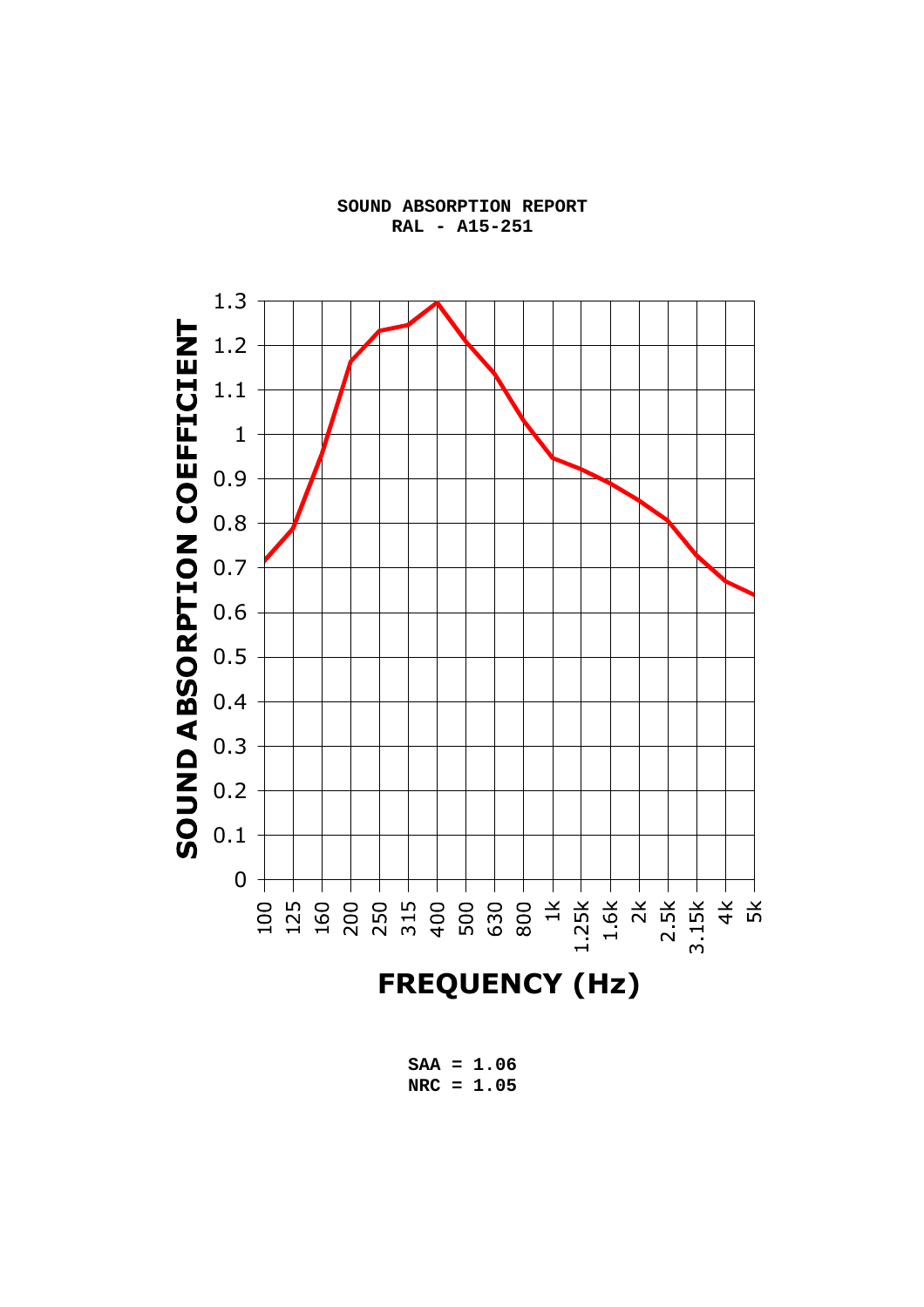**SOUND ABSORPTION REPORT**
**RAL - A15-251**

SOUND ABSORPTION COEFFICIENT

1.3
1.2
1.1
1
0.9
0.8
0.7
0.6
0.5
0.4
0.3
0.2
0.1
0

100 125 160 200 250 315 400 500 630 800 1k 1.25k 1.6k 2k 2.5k 3.15k 4k 5k

FREQUENCY (Hz)

**SAA = 1.06**
**NRC = 1.05**